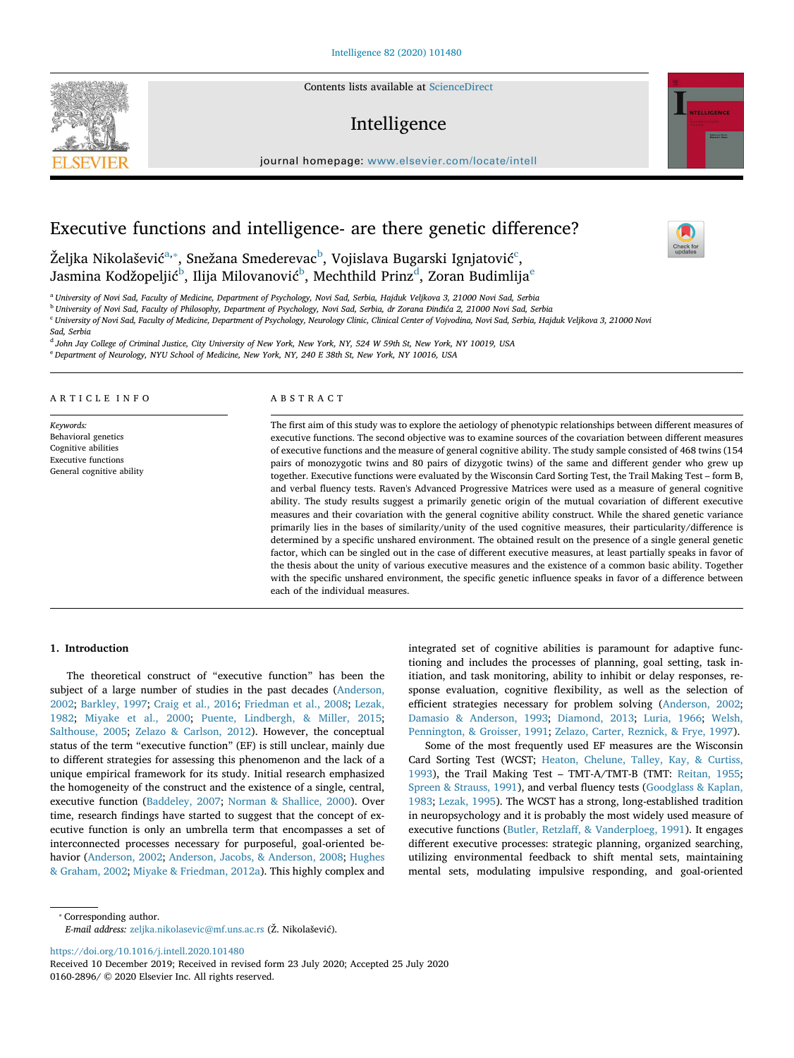# Executive functions and intelligence- are there genetic difference?

Željka Nikolašević[a,*], Snežana Smederevac[b], Vojislava Bugarski Ignjatović[c], Jasmina Kodžopeljić[b], Ilija Milovanović[b], Mechthild Prinz[d], Zoran Budimlija[e]

[a] University of Novi Sad, Faculty of Medicine, Department of Psychology, Novi Sad, Serbia, Hajduk Veljkova 3, 21000 Novi Sad, Serbia
[b] University of Novi Sad, Faculty of Philosophy, Department of Psychology, Novi Sad, Serbia, dr Zorana Đinđića 2, 21000 Novi Sad, Serbia
[c] University of Novi Sad, Faculty of Medicine, Department of Psychology, Neurology Clinic, Clinical Center of Vojvodina, Novi Sad, Serbia, Hajduk Veljkova 3, 21000 Novi Sad, Serbia
[d] John Jay College of Criminal Justice, City University of New York, New York, NY, 524 W 59th St, New York, NY 10019, USA
[e] Department of Neurology, NYU School of Medicine, New York, NY, 240 E 38th St, New York, NY 10016, USA

## ARTICLE INFO

*Keywords:*
Behavioral genetics
Cognitive abilities
Executive functions
General cognitive ability

## ABSTRACT

The first aim of this study was to explore the aetiology of phenotypic relationships between different measures of executive functions. The second objective was to examine sources of the covariation between different measures of executive functions and the measure of general cognitive ability. The study sample consisted of 468 twins (154 pairs of monozygotic twins and 80 pairs of dizygotic twins) of the same and different gender who grew up together. Executive functions were evaluated by the Wisconsin Card Sorting Test, the Trail Making Test – form B, and verbal fluency tests. Raven's Advanced Progressive Matrices were used as a measure of general cognitive ability. The study results suggest a primarily genetic origin of the mutual covariation of different executive measures and their covariation with the general cognitive ability construct. While the shared genetic variance primarily lies in the bases of similarity/unity of the used cognitive measures, their particularity/difference is determined by a specific unshared environment. The obtained result on the presence of a single general genetic factor, which can be singled out in the case of different executive measures, at least partially speaks in favor of the thesis about the unity of various executive measures and the existence of a common basic ability. Together with the specific unshared environment, the specific genetic influence speaks in favor of a difference between each of the individual measures.

## 1. Introduction

The theoretical construct of "executive function" has been the subject of a large number of studies in the past decades (Anderson, 2002; Barkley, 1997; Craig et al., 2016; Friedman et al., 2008; Lezak, 1982; Miyake et al., 2000; Puente, Lindbergh, & Miller, 2015; Salthouse, 2005; Zelazo & Carlson, 2012). However, the conceptual status of the term "executive function" (EF) is still unclear, mainly due to different strategies for assessing this phenomenon and the lack of a unique empirical framework for its study. Initial research emphasized the homogeneity of the construct and the existence of a single, central, executive function (Baddeley, 2007; Norman & Shallice, 2000). Over time, research findings have started to suggest that the concept of executive function is only an umbrella term that encompasses a set of interconnected processes necessary for purposeful, goal-oriented behavior (Anderson, 2002; Anderson, Jacobs, & Anderson, 2008; Hughes & Graham, 2002; Miyake & Friedman, 2012a). This highly complex and integrated set of cognitive abilities is paramount for adaptive functioning and includes the processes of planning, goal setting, task initiation, and task monitoring, ability to inhibit or delay responses, response evaluation, cognitive flexibility, as well as the selection of efficient strategies necessary for problem solving (Anderson, 2002; Damasio & Anderson, 1993; Diamond, 2013; Luria, 1966; Welsh, Pennington, & Groisser, 1991; Zelazo, Carter, Reznick, & Frye, 1997).

Some of the most frequently used EF measures are the Wisconsin Card Sorting Test (WCST; Heaton, Chelune, Talley, Kay, & Curtiss, 1993), the Trail Making Test – TMT-A/TMT-B (TMT: Reitan, 1955; Spreen & Strauss, 1991), and verbal fluency tests (Goodglass & Kaplan, 1983; Lezak, 1995). The WCST has a strong, long-established tradition in neuropsychology and it is probably the most widely used measure of executive functions (Butler, Retzlaff, & Vanderploeg, 1991). It engages different executive processes: strategic planning, organized searching, utilizing environmental feedback to shift mental sets, maintaining mental sets, modulating impulsive responding, and goal-oriented

* Corresponding author.
*E-mail address:* zeljka.nikolasevic@mf.uns.ac.rs (Ž. Nikolašević).

https://doi.org/10.1016/j.intell.2020.101480
Received 10 December 2019; Received in revised form 23 July 2020; Accepted 25 July 2020
0160-2896/ © 2020 Elsevier Inc. All rights reserved.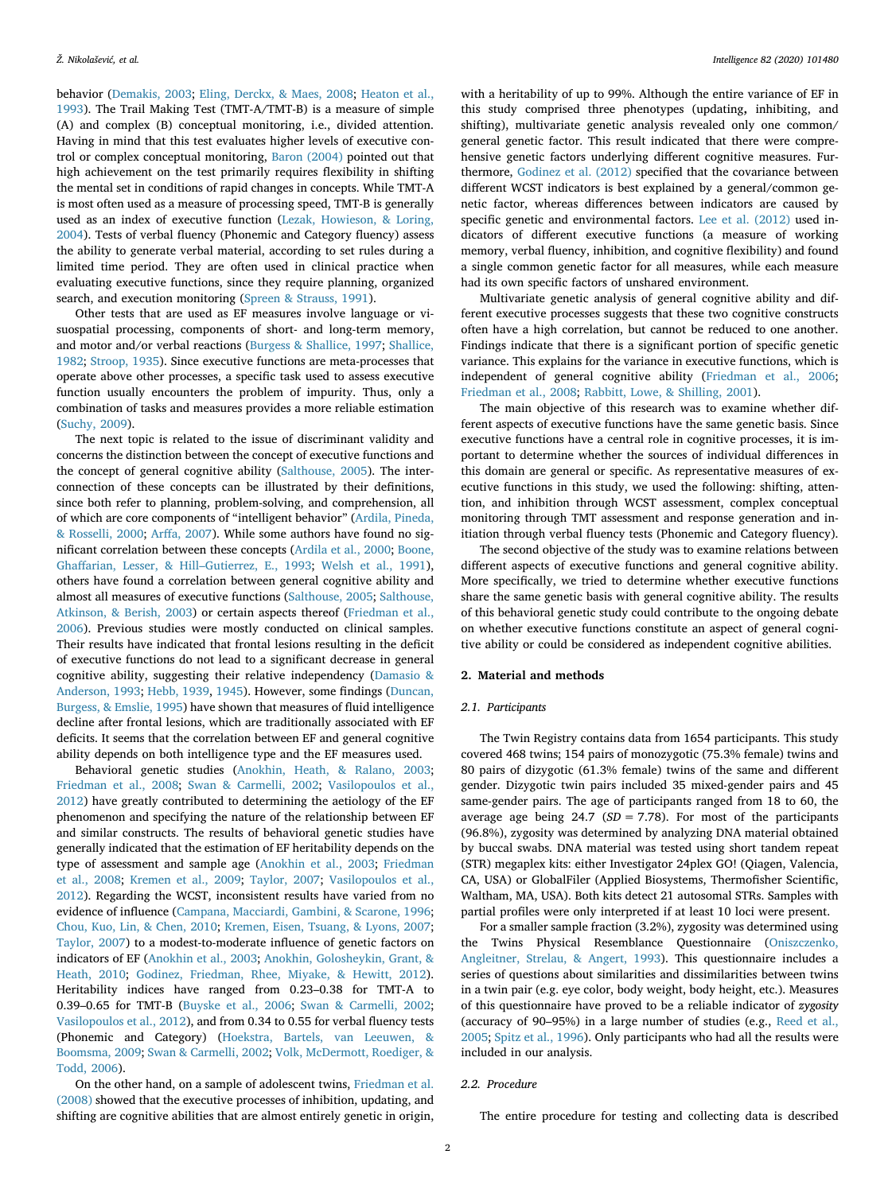behavior (Demakis, 2003; Eling, Derckx, & Maes, 2008; Heaton et al., 1993). The Trail Making Test (TMT-A/TMT-B) is a measure of simple (A) and complex (B) conceptual monitoring, i.e., divided attention. Having in mind that this test evaluates higher levels of executive control or complex conceptual monitoring, Baron (2004) pointed out that high achievement on the test primarily requires flexibility in shifting the mental set in conditions of rapid changes in concepts. While TMT-A is most often used as a measure of processing speed, TMT-B is generally used as an index of executive function (Lezak, Howieson, & Loring, 2004). Tests of verbal fluency (Phonemic and Category fluency) assess the ability to generate verbal material, according to set rules during a limited time period. They are often used in clinical practice when evaluating executive functions, since they require planning, organized search, and execution monitoring (Spreen & Strauss, 1991).

Other tests that are used as EF measures involve language or visuospatial processing, components of short- and long-term memory, and motor and/or verbal reactions (Burgess & Shallice, 1997; Shallice, 1982; Stroop, 1935). Since executive functions are meta-processes that operate above other processes, a specific task used to assess executive function usually encounters the problem of impurity. Thus, only a combination of tasks and measures provides a more reliable estimation (Suchy, 2009).

The next topic is related to the issue of discriminant validity and concerns the distinction between the concept of executive functions and the concept of general cognitive ability (Salthouse, 2005). The interconnection of these concepts can be illustrated by their definitions, since both refer to planning, problem-solving, and comprehension, all of which are core components of "intelligent behavior" (Ardila, Pineda, & Rosselli, 2000; Arffa, 2007). While some authors have found no significant correlation between these concepts (Ardila et al., 2000; Boone, Ghaffarian, Lesser, & Hill–Gutierrez, E., 1993; Welsh et al., 1991), others have found a correlation between general cognitive ability and almost all measures of executive functions (Salthouse, 2005; Salthouse, Atkinson, & Berish, 2003) or certain aspects thereof (Friedman et al., 2006). Previous studies were mostly conducted on clinical samples. Their results have indicated that frontal lesions resulting in the deficit of executive functions do not lead to a significant decrease in general cognitive ability, suggesting their relative independency (Damasio & Anderson, 1993; Hebb, 1939, 1945). However, some findings (Duncan, Burgess, & Emslie, 1995) have shown that measures of fluid intelligence decline after frontal lesions, which are traditionally associated with EF deficits. It seems that the correlation between EF and general cognitive ability depends on both intelligence type and the EF measures used.

Behavioral genetic studies (Anokhin, Heath, & Ralano, 2003; Friedman et al., 2008; Swan & Carmelli, 2002; Vasilopoulos et al., 2012) have greatly contributed to determining the aetiology of the EF phenomenon and specifying the nature of the relationship between EF and similar constructs. The results of behavioral genetic studies have generally indicated that the estimation of EF heritability depends on the type of assessment and sample age (Anokhin et al., 2003; Friedman et al., 2008; Kremen et al., 2009; Taylor, 2007; Vasilopoulos et al., 2012). Regarding the WCST, inconsistent results have varied from no evidence of influence (Campana, Macciardi, Gambini, & Scarone, 1996; Chou, Kuo, Lin, & Chen, 2010; Kremen, Eisen, Tsuang, & Lyons, 2007; Taylor, 2007) to a modest-to-moderate influence of genetic factors on indicators of EF (Anokhin et al., 2003; Anokhin, Golosheykin, Grant, & Heath, 2010; Godinez, Friedman, Rhee, Miyake, & Hewitt, 2012). Heritability indices have ranged from 0.23–0.38 for TMT-A to 0.39–0.65 for TMT-B (Buyske et al., 2006; Swan & Carmelli, 2002; Vasilopoulos et al., 2012), and from 0.34 to 0.55 for verbal fluency tests (Phonemic and Category) (Hoekstra, Bartels, van Leeuwen, & Boomsma, 2009; Swan & Carmelli, 2002; Volk, McDermott, Roediger, & Todd, 2006).

On the other hand, on a sample of adolescent twins, Friedman et al. (2008) showed that the executive processes of inhibition, updating, and shifting are cognitive abilities that are almost entirely genetic in origin, with a heritability of up to 99%. Although the entire variance of EF in this study comprised three phenotypes (updating, inhibiting, and shifting), multivariate genetic analysis revealed only one common/general genetic factor. This result indicated that there were comprehensive genetic factors underlying different cognitive measures. Furthermore, Godinez et al. (2012) specified that the covariance between different WCST indicators is best explained by a general/common genetic factor, whereas differences between indicators are caused by specific genetic and environmental factors. Lee et al. (2012) used indicators of different executive functions (a measure of working memory, verbal fluency, inhibition, and cognitive flexibility) and found a single common genetic factor for all measures, while each measure had its own specific factors of unshared environment.

Multivariate genetic analysis of general cognitive ability and different executive processes suggests that these two cognitive constructs often have a high correlation, but cannot be reduced to one another. Findings indicate that there is a significant portion of specific genetic variance. This explains for the variance in executive functions, which is independent of general cognitive ability (Friedman et al., 2006; Friedman et al., 2008; Rabbitt, Lowe, & Shilling, 2001).

The main objective of this research was to examine whether different aspects of executive functions have the same genetic basis. Since executive functions have a central role in cognitive processes, it is important to determine whether the sources of individual differences in this domain are general or specific. As representative measures of executive functions in this study, we used the following: shifting, attention, and inhibition through WCST assessment, complex conceptual monitoring through TMT assessment and response generation and initiation through verbal fluency tests (Phonemic and Category fluency).

The second objective of the study was to examine relations between different aspects of executive functions and general cognitive ability. More specifically, we tried to determine whether executive functions share the same genetic basis with general cognitive ability. The results of this behavioral genetic study could contribute to the ongoing debate on whether executive functions constitute an aspect of general cognitive ability or could be considered as independent cognitive abilities.

## 2. Material and methods

### 2.1. Participants

The Twin Registry contains data from 1654 participants. This study covered 468 twins; 154 pairs of monozygotic (75.3% female) twins and 80 pairs of dizygotic (61.3% female) twins of the same and different gender. Dizygotic twin pairs included 35 mixed-gender pairs and 45 same-gender pairs. The age of participants ranged from 18 to 60, the average age being 24.7 ($SD = 7.78$). For most of the participants (96.8%), zygosity was determined by analyzing DNA material obtained by buccal swabs. DNA material was tested using short tandem repeat (STR) megaplex kits: either Investigator 24plex GO! (Qiagen, Valencia, CA, USA) or GlobalFiler (Applied Biosystems, Thermofisher Scientific, Waltham, MA, USA). Both kits detect 21 autosomal STRs. Samples with partial profiles were only interpreted if at least 10 loci were present.

For a smaller sample fraction (3.2%), zygosity was determined using the Twins Physical Resemblance Questionnaire (Oniszczenko, Angleitner, Strelau, & Angert, 1993). This questionnaire includes a series of questions about similarities and dissimilarities between twins in a twin pair (e.g. eye color, body weight, body height, etc.). Measures of this questionnaire have proved to be a reliable indicator of *zygosity* (accuracy of 90–95%) in a large number of studies (e.g., Reed et al., 2005; Spitz et al., 1996). Only participants who had all the results were included in our analysis.

### 2.2. Procedure

The entire procedure for testing and collecting data is described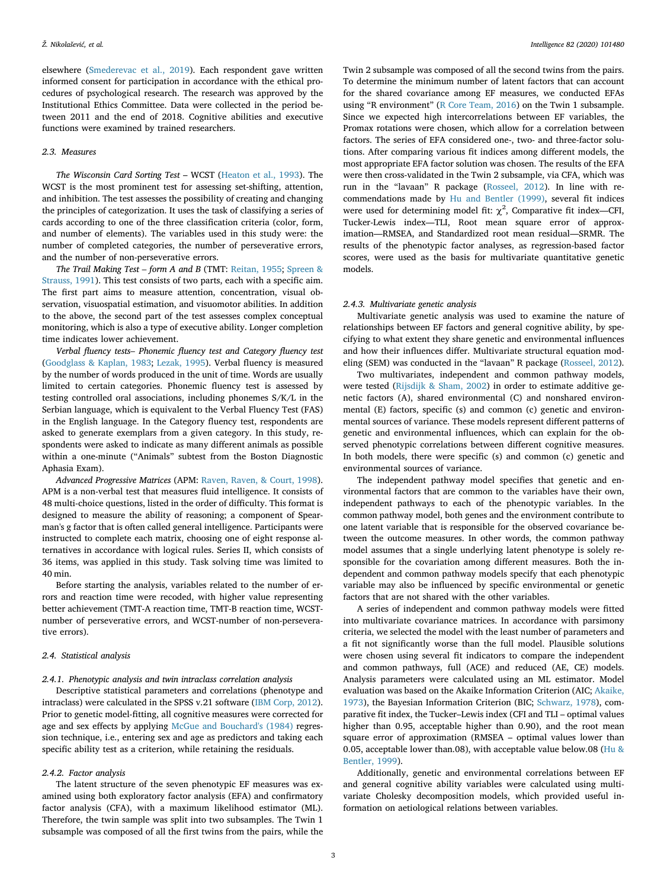elsewhere (Smederevac et al., 2019). Each respondent gave written informed consent for participation in accordance with the ethical procedures of psychological research. The research was approved by the Institutional Ethics Committee. Data were collected in the period between 2011 and the end of 2018. Cognitive abilities and executive functions were examined by trained researchers.

### 2.3. Measures

*The Wisconsin Card Sorting Test* – WCST (Heaton et al., 1993). The WCST is the most prominent test for assessing set-shifting, attention, and inhibition. The test assesses the possibility of creating and changing the principles of categorization. It uses the task of classifying a series of cards according to one of the three classification criteria (color, form, and number of elements). The variables used in this study were: the number of completed categories, the number of perseverative errors, and the number of non-perseverative errors.

*The Trail Making Test – form A and B* (TMT: Reitan, 1955; Spreen & Strauss, 1991). This test consists of two parts, each with a specific aim. The first part aims to measure attention, concentration, visual observation, visuospatial estimation, and visuomotor abilities. In addition to the above, the second part of the test assesses complex conceptual monitoring, which is also a type of executive ability. Longer completion time indicates lower achievement.

*Verbal fluency tests– Phonemic fluency test and Category fluency test* (Goodglass & Kaplan, 1983; Lezak, 1995). Verbal fluency is measured by the number of words produced in the unit of time. Words are usually limited to certain categories. Phonemic fluency test is assessed by testing controlled oral associations, including phonemes S/K/L in the Serbian language, which is equivalent to the Verbal Fluency Test (FAS) in the English language. In the Category fluency test, respondents are asked to generate exemplars from a given category. In this study, respondents were asked to indicate as many different animals as possible within a one-minute ("Animals" subtest from the Boston Diagnostic Aphasia Exam).

*Advanced Progressive Matrices* (APM: Raven, Raven, & Court, 1998). APM is a non-verbal test that measures fluid intelligence. It consists of 48 multi-choice questions, listed in the order of difficulty. This format is designed to measure the ability of reasoning; a component of Spearman's g factor that is often called general intelligence. Participants were instructed to complete each matrix, choosing one of eight response alternatives in accordance with logical rules. Series II, which consists of 36 items, was applied in this study. Task solving time was limited to 40 min.

Before starting the analysis, variables related to the number of errors and reaction time were recoded, with higher value representing better achievement (TMT-A reaction time, TMT-B reaction time, WCST-number of perseverative errors, and WCST-number of non-perseverative errors).

### 2.4. Statistical analysis

#### 2.4.1. Phenotypic analysis and twin intraclass correlation analysis

Descriptive statistical parameters and correlations (phenotype and intraclass) were calculated in the SPSS v.21 software (IBM Corp, 2012). Prior to genetic model-fitting, all cognitive measures were corrected for age and sex effects by applying McGue and Bouchard's (1984) regression technique, i.e., entering sex and age as predictors and taking each specific ability test as a criterion, while retaining the residuals.

#### 2.4.2. Factor analysis

The latent structure of the seven phenotypic EF measures was examined using both exploratory factor analysis (EFA) and confirmatory factor analysis (CFA), with a maximum likelihood estimator (ML). Therefore, the twin sample was split into two subsamples. The Twin 1 subsample was composed of all the first twins from the pairs, while the Twin 2 subsample was composed of all the second twins from the pairs. To determine the minimum number of latent factors that can account for the shared covariance among EF measures, we conducted EFAs using "R environment" (R Core Team, 2016) on the Twin 1 subsample. Since we expected high intercorrelations between EF variables, the Promax rotations were chosen, which allow for a correlation between factors. The series of EFA considered one-, two- and three-factor solutions. After comparing various fit indices among different models, the most appropriate EFA factor solution was chosen. The results of the EFA were then cross-validated in the Twin 2 subsample, via CFA, which was run in the "lavaan" R package (Rosseel, 2012). In line with recommendations made by Hu and Bentler (1999), several fit indices were used for determining model fit: $\chi^2$, Comparative fit index—CFI, Tucker-Lewis index—TLI, Root mean square error of approximation—RMSEA, and Standardized root mean residual—SRMR. The results of the phenotypic factor analyses, as regression-based factor scores, were used as the basis for multivariate quantitative genetic models.

#### 2.4.3. Multivariate genetic analysis

Multivariate genetic analysis was used to examine the nature of relationships between EF factors and general cognitive ability, by specifying to what extent they share genetic and environmental influences and how their influences differ. Multivariate structural equation modeling (SEM) was conducted in the "lavaan" R package (Rosseel, 2012).

Two multivariates, independent and common pathway models, were tested (Rijsdijk & Sham, 2002) in order to estimate additive genetic factors (A), shared environmental (C) and nonshared environmental (E) factors, specific (s) and common (c) genetic and environmental sources of variance. These models represent different patterns of genetic and environmental influences, which can explain for the observed phenotypic correlations between different cognitive measures. In both models, there were specific (s) and common (c) genetic and environmental sources of variance.

The independent pathway model specifies that genetic and environmental factors that are common to the variables have their own, independent pathways to each of the phenotypic variables. In the common pathway model, both genes and the environment contribute to one latent variable that is responsible for the observed covariance between the outcome measures. In other words, the common pathway model assumes that a single underlying latent phenotype is solely responsible for the covariation among different measures. Both the independent and common pathway models specify that each phenotypic variable may also be influenced by specific environmental or genetic factors that are not shared with the other variables.

A series of independent and common pathway models were fitted into multivariate covariance matrices. In accordance with parsimony criteria, we selected the model with the least number of parameters and a fit not significantly worse than the full model. Plausible solutions were chosen using several fit indicators to compare the independent and common pathways, full (ACE) and reduced (AE, CE) models. Analysis parameters were calculated using an ML estimator. Model evaluation was based on the Akaike Information Criterion (AIC; Akaike, 1973), the Bayesian Information Criterion (BIC; Schwarz, 1978), comparative fit index, the Tucker–Lewis index (CFI and TLI – optimal values higher than 0.95, acceptable higher than 0.90), and the root mean square error of approximation (RMSEA – optimal values lower than 0.05, acceptable lower than.08), with acceptable value below.08 (Hu & Bentler, 1999).

Additionally, genetic and environmental correlations between EF and general cognitive ability variables were calculated using multivariate Cholesky decomposition models, which provided useful information on aetiological relations between variables.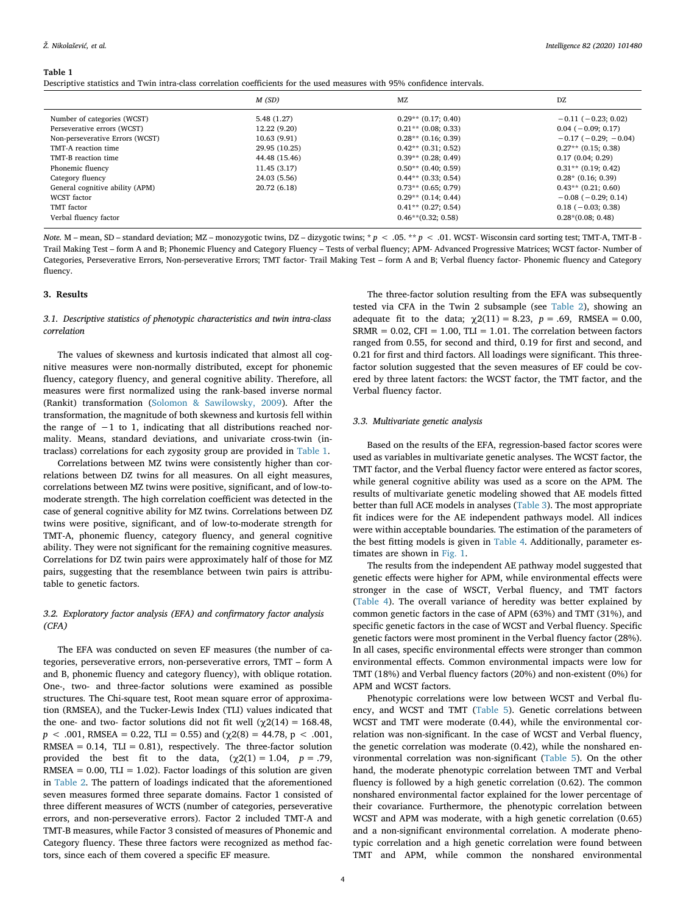**Table 1**
Descriptive statistics and Twin intra-class correlation coefficients for the used measures with 95% confidence intervals.

| | *M (SD)* | MZ | DZ |
|---|---|---|---|
| Number of categories (WCST) | 5.48 (1.27) | 0.29** (0.17; 0.40) | −0.11 (−0.23; 0.02) |
| Perseverative errors (WCST) | 12.22 (9.20) | 0.21** (0.08; 0.33) | 0.04 (−0.09; 0.17) |
| Non-perseverative Errors (WCST) | 10.63 (9.91) | 0.28** (0.16; 0.39) | −0.17 (−0.29; −0.04) |
| TMT-A reaction time | 29.95 (10.25) | 0.42** (0.31; 0.52) | 0.27** (0.15; 0.38) |
| TMT-B reaction time | 44.48 (15.46) | 0.39** (0.28; 0.49) | 0.17 (0.04; 0.29) |
| Phonemic fluency | 11.45 (3.17) | 0.50** (0.40; 0.59) | 0.31** (0.19; 0.42) |
| Category fluency | 24.03 (5.56) | 0.44** (0.33; 0.54) | 0.28* (0.16; 0.39) |
| General cognitive ability (APM) | 20.72 (6.18) | 0.73** (0.65; 0.79) | 0.43** (0.21; 0.60) |
| WCST factor | | 0.29** (0.14; 0.44) | −0.08 (−0.29; 0.14) |
| TMT factor | | 0.41** (0.27; 0.54) | 0.18 (−0.03; 0.38) |
| Verbal fluency factor | | 0.46**(0.32; 0.58) | 0.28*(0.08; 0.48) |

*Note.* M – mean, SD – standard deviation; MZ – monozygotic twins, DZ – dizygotic twins; * $p < .05$. ** $p < .01$. WCST- Wisconsin card sorting test; TMT-A, TMT-B - Trail Making Test – form A and B; Phonemic Fluency and Category Fluency – Tests of verbal fluency; APM- Advanced Progressive Matrices; WCST factor- Number of Categories, Perseverative Errors, Non-perseverative Errors; TMT factor- Trail Making Test – form A and B; Verbal fluency factor- Phonemic fluency and Category fluency.

## 3. Results

### 3.1. Descriptive statistics of phenotypic characteristics and twin intra-class correlation

The values of skewness and kurtosis indicated that almost all cognitive measures were non-normally distributed, except for phonemic fluency, category fluency, and general cognitive ability. Therefore, all measures were first normalized using the rank-based inverse normal (Rankit) transformation (Solomon & Sawilowsky, 2009). After the transformation, the magnitude of both skewness and kurtosis fell within the range of −1 to 1, indicating that all distributions reached normality. Means, standard deviations, and univariate cross-twin (intraclass) correlations for each zygosity group are provided in Table 1.

Correlations between MZ twins were consistently higher than correlations between DZ twins for all measures. On all eight measures, correlations between MZ twins were positive, significant, and of low-to-moderate strength. The high correlation coefficient was detected in the case of general cognitive ability for MZ twins. Correlations between DZ twins were positive, significant, and of low-to-moderate strength for TMT-A, phonemic fluency, category fluency, and general cognitive ability. They were not significant for the remaining cognitive measures. Correlations for DZ twin pairs were approximately half of those for MZ pairs, suggesting that the resemblance between twin pairs is attributable to genetic factors.

### 3.2. Exploratory factor analysis (EFA) and confirmatory factor analysis (CFA)

The EFA was conducted on seven EF measures (the number of categories, perseverative errors, non-perseverative errors, TMT – form A and B, phonemic fluency and category fluency), with oblique rotation. One-, two- and three-factor solutions were examined as possible structures. The Chi-square test, Root mean square error of approximation (RMSEA), and the Tucker-Lewis Index (TLI) values indicated that the one- and two- factor solutions did not fit well ($\chi2(14) = 168.48$, $p < .001$, RMSEA = 0.22, TLI = 0.55) and ($\chi2(8) = 44.78$, $p < .001$, RMSEA = 0.14, TLI = 0.81), respectively. The three-factor solution provided the best fit to the data, ($\chi2(1) = 1.04$, $p = .79$, RMSEA = 0.00, TLI = 1.02). Factor loadings of this solution are given in Table 2. The pattern of loadings indicated that the aforementioned seven measures formed three separate domains. Factor 1 consisted of three different measures of WCTS (number of categories, perseverative errors, and non-perseverative errors). Factor 2 included TMT-A and TMT-B measures, while Factor 3 consisted of measures of Phonemic and Category fluency. These three factors were recognized as method factors, since each of them covered a specific EF measure.

The three-factor solution resulting from the EFA was subsequently tested via CFA in the Twin 2 subsample (see Table 2), showing an adequate fit to the data; $\chi2(11) = 8.23$, $p = .69$, RMSEA = 0.00, SRMR = 0.02, CFI = 1.00, TLI = 1.01. The correlation between factors ranged from 0.55, for second and third, 0.19 for first and second, and 0.21 for first and third factors. All loadings were significant. This three-factor solution suggested that the seven measures of EF could be covered by three latent factors: the WCST factor, the TMT factor, and the Verbal fluency factor.

### 3.3. Multivariate genetic analysis

Based on the results of the EFA, regression-based factor scores were used as variables in multivariate genetic analyses. The WCST factor, the TMT factor, and the Verbal fluency factor were entered as factor scores, while general cognitive ability was used as a score on the APM. The results of multivariate genetic modeling showed that AE models fitted better than full ACE models in analyses (Table 3). The most appropriate fit indices were for the AE independent pathways model. All indices were within acceptable boundaries. The estimation of the parameters of the best fitting models is given in Table 4. Additionally, parameter estimates are shown in Fig. 1.

The results from the independent AE pathway model suggested that genetic effects were higher for APM, while environmental effects were stronger in the case of WSCT, Verbal fluency, and TMT factors (Table 4). The overall variance of heredity was better explained by common genetic factors in the case of APM (63%) and TMT (31%), and specific genetic factors in the case of WCST and Verbal fluency. Specific genetic factors were most prominent in the Verbal fluency factor (28%). In all cases, specific environmental effects were stronger than common environmental effects. Common environmental impacts were low for TMT (18%) and Verbal fluency factors (20%) and non-existent (0%) for APM and WCST factors.

Phenotypic correlations were low between WCST and Verbal fluency, and WCST and TMT (Table 5). Genetic correlations between WCST and TMT were moderate (0.44), while the environmental correlation was non-significant. In the case of WCST and Verbal fluency, the genetic correlation was moderate (0.42), while the nonshared environmental correlation was non-significant (Table 5). On the other hand, the moderate phenotypic correlation between TMT and Verbal fluency is followed by a high genetic correlation (0.62). The common nonshared environmental factor explained for the lower percentage of their covariance. Furthermore, the phenotypic correlation between WCST and APM was moderate, with a high genetic correlation (0.65) and a non-significant environmental correlation. A moderate phenotypic correlation and a high genetic correlation were found between TMT and APM, while common the nonshared environmental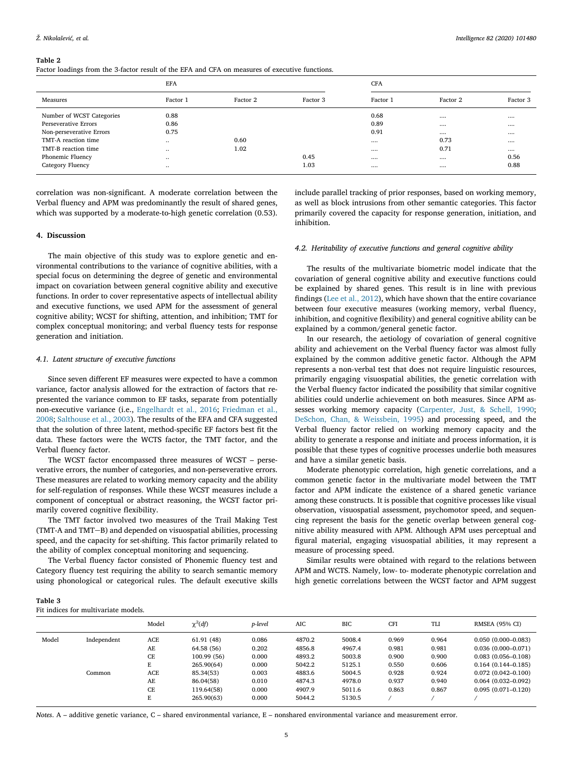**Table 2**
Factor loadings from the 3-factor result of the EFA and CFA on measures of executive functions.

| | EFA | | | CFA | | |
|---|---|---|---|---|---|---|
| Measures | Factor 1 | Factor 2 | Factor 3 | Factor 1 | Factor 2 | Factor 3 |
| Number of WCST Categories | 0.88 | | | 0.68 | .... | .... |
| Perseverative Errors | 0.86 | | | 0.89 | .... | .... |
| Non-perseverative Errors | 0.75 | | | 0.91 | .... | .... |
| TMT-A reaction time | .. | 0.60 | | .... | 0.73 | .... |
| TMT-B reaction time | .. | 1.02 | | .... | 0.71 | .... |
| Phonemic Fluency | .. | | 0.45 | .... | .... | 0.56 |
| Category Fluency | .. | | 1.03 | .... | .... | 0.88 |

correlation was non-significant. A moderate correlation between the Verbal fluency and APM was predominantly the result of shared genes, which was supported by a moderate-to-high genetic correlation (0.53).

## 4. Discussion

The main objective of this study was to explore genetic and environmental contributions to the variance of cognitive abilities, with a special focus on determining the degree of genetic and environmental impact on covariation between general cognitive ability and executive functions. In order to cover representative aspects of intellectual ability and executive functions, we used APM for the assessment of general cognitive ability; WCST for shifting, attention, and inhibition; TMT for complex conceptual monitoring; and verbal fluency tests for response generation and initiation.

### 4.1. Latent structure of executive functions

Since seven different EF measures were expected to have a common variance, factor analysis allowed for the extraction of factors that represented the variance common to EF tasks, separate from potentially non-executive variance (i.e., Engelhardt et al., 2016; Friedman et al., 2008; Salthouse et al., 2003). The results of the EFA and CFA suggested that the solution of three latent, method-specific EF factors best fit the data. These factors were the WCTS factor, the TMT factor, and the Verbal fluency factor.

The WCST factor encompassed three measures of WCST – perseverative errors, the number of categories, and non-perseverative errors. These measures are related to working memory capacity and the ability for self-regulation of responses. While these WCST measures include a component of conceptual or abstract reasoning, the WCST factor primarily covered cognitive flexibility.

The TMT factor involved two measures of the Trail Making Test (TMT-A and TMT−B) and depended on visuospatial abilities, processing speed, and the capacity for set-shifting. This factor primarily related to the ability of complex conceptual monitoring and sequencing.

The Verbal fluency factor consisted of Phonemic fluency test and Category fluency test requiring the ability to search semantic memory using phonological or categorical rules. The default executive skills include parallel tracking of prior responses, based on working memory, as well as block intrusions from other semantic categories. This factor primarily covered the capacity for response generation, initiation, and inhibition.

### 4.2. Heritability of executive functions and general cognitive ability

The results of the multivariate biometric model indicate that the covariation of general cognitive ability and executive functions could be explained by shared genes. This result is in line with previous findings (Lee et al., 2012), which have shown that the entire covariance between four executive measures (working memory, verbal fluency, inhibition, and cognitive flexibility) and general cognitive ability can be explained by a common/general genetic factor.

In our research, the aetiology of covariation of general cognitive ability and achievement on the Verbal fluency factor was almost fully explained by the common additive genetic factor. Although the APM represents a non-verbal test that does not require linguistic resources, primarily engaging visuospatial abilities, the genetic correlation with the Verbal fluency factor indicated the possibility that similar cognitive abilities could underlie achievement on both measures. Since APM assesses working memory capacity (Carpenter, Just, & Schell, 1990; DeSchon, Chan, & Weissbein, 1995) and processing speed, and the Verbal fluency factor relied on working memory capacity and the ability to generate a response and initiate and process information, it is possible that these types of cognitive processes underlie both measures and have a similar genetic basis.

Moderate phenotypic correlation, high genetic correlations, and a common genetic factor in the multivariate model between the TMT factor and APM indicate the existence of a shared genetic variance among these constructs. It is possible that cognitive processes like visual observation, visuospatial assessment, psychomotor speed, and sequencing represent the basis for the genetic overlap between general cognitive ability measured with APM. Although APM uses perceptual and figural material, engaging visuospatial abilities, it may represent a measure of processing speed.

Similar results were obtained with regard to the relations between APM and WCTS. Namely, low- to- moderate phenotypic correlation and high genetic correlations between the WCST factor and APM suggest

**Table 3**
Fit indices for multivariate models.

| | | Model | $\chi^2(df)$ | *p-level* | AIC | BIC | CFI | TLI | RMSEA (95% CI) |
|---|---|---|---|---|---|---|---|---|---|
| Model | Independent | ACE | 61.91 (48) | 0.086 | 4870.2 | 5008.4 | 0.969 | 0.964 | 0.050 (0.000–0.083) |
| | | AE | 64.58 (56) | 0.202 | 4856.8 | 4967.4 | 0.981 | 0.981 | 0.036 (0.000–0.071) |
| | | CE | 100.99 (56) | 0.000 | 4893.2 | 5003.8 | 0.900 | 0.900 | 0.083 (0.056–0.108) |
| | | E | 265.90(64) | 0.000 | 5042.2 | 5125.1 | 0.550 | 0.606 | 0.164 (0.144–0.185) |
| | Common | ACE | 85.34(53) | 0.003 | 4883.6 | 5004.5 | 0.928 | 0.924 | 0.072 (0.042–0.100) |
| | | AE | 86.04(58) | 0.010 | 4874.3 | 4978.0 | 0.937 | 0.940 | 0.064 (0.032–0.092) |
| | | CE | 119.64(58) | 0.000 | 4907.9 | 5011.6 | 0.863 | 0.867 | 0.095 (0.071–0.120) |
| | | E | 265.90(63) | 0.000 | 5044.2 | 5130.5 | / | / | / |

*Notes*. A – additive genetic variance, C – shared environmental variance, E – nonshared environmental variance and measurement error.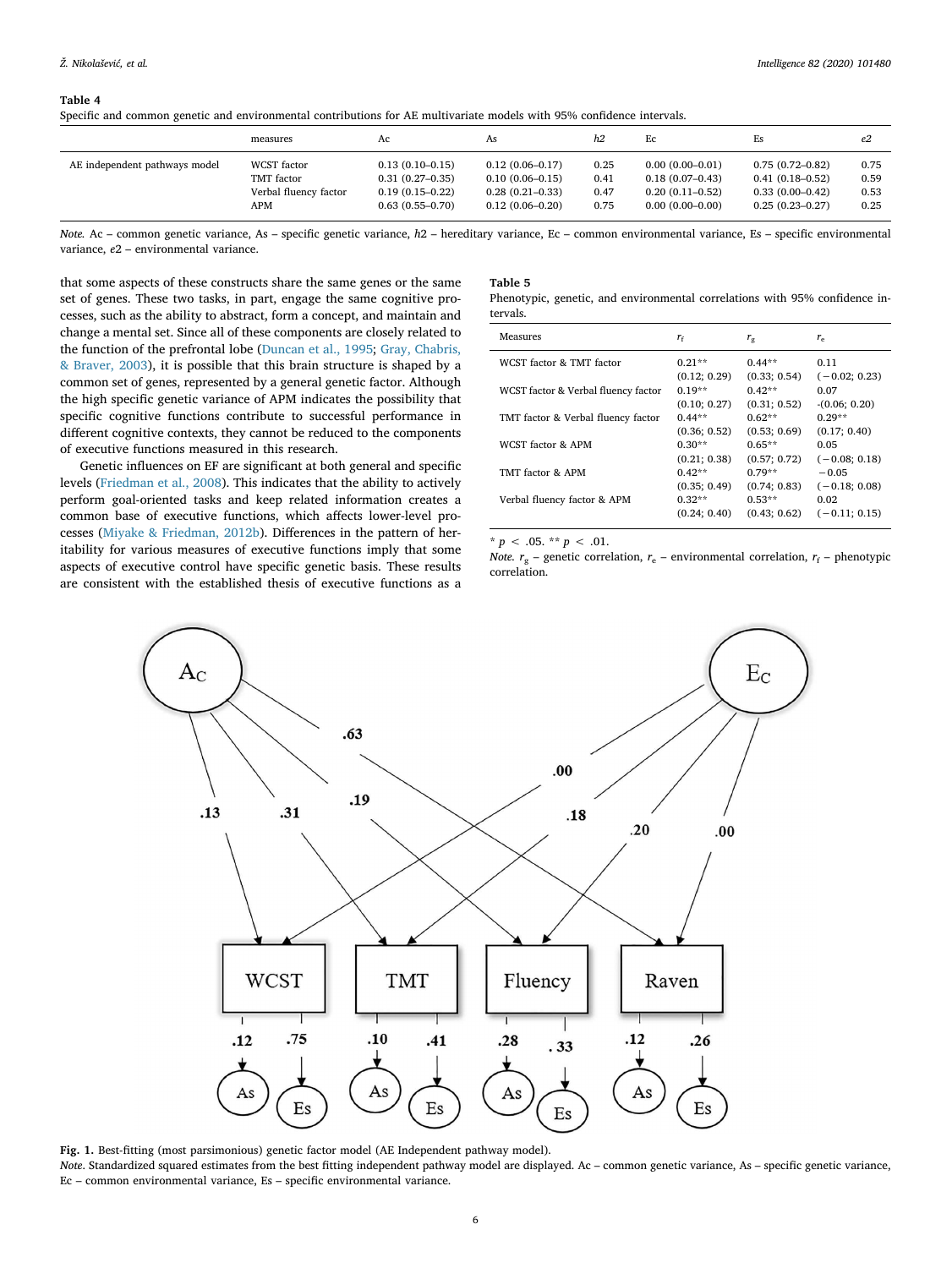**Table 4**
Specific and common genetic and environmental contributions for AE multivariate models with 95% confidence intervals.

| | measures | Ac | As | *h2* | Ec | Es | *e2* |
|---|---|---|---|---|---|---|---|
| AE independent pathways model | WCST factor | 0.13 (0.10–0.15) | 0.12 (0.06–0.17) | 0.25 | 0.00 (0.00–0.01) | 0.75 (0.72–0.82) | 0.75 |
| | TMT factor | 0.31 (0.27–0.35) | 0.10 (0.06–0.15) | 0.41 | 0.18 (0.07–0.43) | 0.41 (0.18–0.52) | 0.59 |
| | Verbal fluency factor | 0.19 (0.15–0.22) | 0.28 (0.21–0.33) | 0.47 | 0.20 (0.11–0.52) | 0.33 (0.00–0.42) | 0.53 |
| | APM | 0.63 (0.55–0.70) | 0.12 (0.06–0.20) | 0.75 | 0.00 (0.00–0.00) | 0.25 (0.23–0.27) | 0.25 |

*Note.* Ac – common genetic variance, As – specific genetic variance, *h2* – hereditary variance, Ec – common environmental variance, Es – specific environmental variance, *e2* – environmental variance.

that some aspects of these constructs share the same genes or the same set of genes. These two tasks, in part, engage the same cognitive processes, such as the ability to abstract, form a concept, and maintain and change a mental set. Since all of these components are closely related to the function of the prefrontal lobe (Duncan et al., 1995; Gray, Chabris, & Braver, 2003), it is possible that this brain structure is shaped by a common set of genes, represented by a general genetic factor. Although the high specific genetic variance of APM indicates the possibility that specific cognitive functions contribute to successful performance in different cognitive contexts, they cannot be reduced to the components of executive functions measured in this research.

Genetic influences on EF are significant at both general and specific levels (Friedman et al., 2008). This indicates that the ability to actively perform goal-oriented tasks and keep related information creates a common base of executive functions, which affects lower-level processes (Miyake & Friedman, 2012b). Differences in the pattern of heritability for various measures of executive functions imply that some aspects of executive control have specific genetic basis. These results are consistent with the established thesis of executive functions as a

**Table 5**
Phenotypic, genetic, and environmental correlations with 95% confidence intervals.

| Measures | $r_f$ | $r_g$ | $r_e$ |
|---|---|---|---|
| WCST factor & TMT factor | 0.21** (0.12; 0.29) | 0.44** (0.33; 0.54) | 0.11 (−0.02; 0.23) |
| WCST factor & Verbal fluency factor | 0.19** (0.10; 0.27) | 0.42** (0.31; 0.52) | 0.07 -(0.06; 0.20) |
| TMT factor & Verbal fluency factor | 0.44** (0.36; 0.52) | 0.62** (0.53; 0.69) | 0.29** (0.17; 0.40) |
| WCST factor & APM | 0.30** (0.21; 0.38) | 0.65** (0.57; 0.72) | 0.05 (−0.08; 0.18) |
| TMT factor & APM | 0.42** (0.35; 0.49) | 0.79** (0.74; 0.83) | −0.05 (−0.18; 0.08) |
| Verbal fluency factor & APM | 0.32** (0.24; 0.40) | 0.53** (0.43; 0.62) | 0.02 (−0.11; 0.15) |

* $p < .05$. ** $p < .01$.
*Note.* $r_g$ – genetic correlation, $r_e$ – environmental correlation, $r_f$ – phenotypic correlation.

**Fig. 1.** Best-fitting (most parsimonious) genetic factor model (AE Independent pathway model).
*Note.* Standardized squared estimates from the best fitting independent pathway model are displayed. Ac – common genetic variance, As – specific genetic variance, Ec – common environmental variance, Es – specific environmental variance.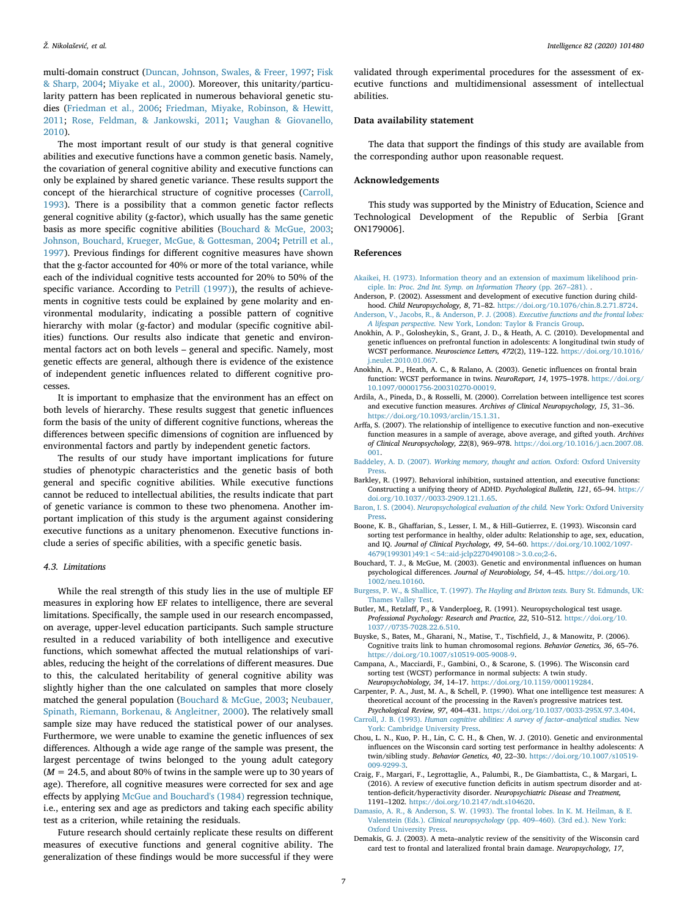multi-domain construct (Duncan, Johnson, Swales, & Freer, 1997; Fisk & Sharp, 2004; Miyake et al., 2000). Moreover, this unitarity/particularity pattern has been replicated in numerous behavioral genetic studies (Friedman et al., 2006; Friedman, Miyake, Robinson, & Hewitt, 2011; Rose, Feldman, & Jankowski, 2011; Vaughan & Giovanello, 2010).

The most important result of our study is that general cognitive abilities and executive functions have a common genetic basis. Namely, the covariation of general cognitive ability and executive functions can only be explained by shared genetic variance. These results support the concept of the hierarchical structure of cognitive processes (Carroll, 1993). There is a possibility that a common genetic factor reflects general cognitive ability (g-factor), which usually has the same genetic basis as more specific cognitive abilities (Bouchard & McGue, 2003; Johnson, Bouchard, Krueger, McGue, & Gottesman, 2004; Petrill et al., 1997). Previous findings for different cognitive measures have shown that the g-factor accounted for 40% or more of the total variance, while each of the individual cognitive tests accounted for 20% to 50% of the specific variance. According to Petrill (1997)), the results of achievements in cognitive tests could be explained by gene molarity and environmental modularity, indicating a possible pattern of cognitive hierarchy with molar (g-factor) and modular (specific cognitive abilities) functions. Our results also indicate that genetic and environmental factors act on both levels – general and specific. Namely, most genetic effects are general, although there is evidence of the existence of independent genetic influences related to different cognitive processes.

It is important to emphasize that the environment has an effect on both levels of hierarchy. These results suggest that genetic influences form the basis of the unity of different cognitive functions, whereas the differences between specific dimensions of cognition are influenced by environmental factors and partly by independent genetic factors.

The results of our study have important implications for future studies of phenotypic characteristics and the genetic basis of both general and specific cognitive abilities. While executive functions cannot be reduced to intellectual abilities, the results indicate that part of genetic variance is common to these two phenomena. Another important implication of this study is the argument against considering executive functions as a unitary phenomenon. Executive functions include a series of specific abilities, with a specific genetic basis.

### 4.3. Limitations

While the real strength of this study lies in the use of multiple EF measures in exploring how EF relates to intelligence, there are several limitations. Specifically, the sample used in our research encompassed, on average, upper-level education participants. Such sample structure resulted in a reduced variability of both intelligence and executive functions, which somewhat affected the mutual relationships of variables, reducing the height of the correlations of different measures. Due to this, the calculated heritability of general cognitive ability was slightly higher than the one calculated on samples that more closely matched the general population (Bouchard & McGue, 2003; Neubauer, Spinath, Riemann, Borkenau, & Angleitner, 2000). The relatively small sample size may have reduced the statistical power of our analyses. Furthermore, we were unable to examine the genetic influences of sex differences. Although a wide age range of the sample was present, the largest percentage of twins belonged to the young adult category ($M = 24.5$, and about 80% of twins in the sample were up to 30 years of age). Therefore, all cognitive measures were corrected for sex and age effects by applying McGue and Bouchard's (1984) regression technique, i.e., entering sex and age as predictors and taking each specific ability test as a criterion, while retaining the residuals.

Future research should certainly replicate these results on different measures of executive functions and general cognitive ability. The generalization of these findings would be more successful if they were validated through experimental procedures for the assessment of executive functions and multidimensional assessment of intellectual abilities.

## Data availability statement

The data that support the findings of this study are available from the corresponding author upon reasonable request.

## Acknowledgements

This study was supported by the Ministry of Education, Science and Technological Development of the Republic of Serbia [Grant ON179006].

## References

Akaikei, H. (1973). Information theory and an extension of maximum likelihood principle. In: *Proc. 2nd Int. Symp. on Information Theory* (pp. 267–281). .

Anderson, P. (2002). Assessment and development of executive function during childhood. *Child Neuropsychology, 8*, 71–82. https://doi.org/10.1076/chin.8.2.71.8724.

Anderson, V., Jacobs, R., & Anderson, P. J. (2008). *Executive functions and the frontal lobes: A lifespan perspective.* New York, London: Taylor & Francis Group.

Anokhin, A. P., Golosheykin, S., Grant, J. D., & Heath, A. C. (2010). Developmental and genetic influences on prefrontal function in adolescents: A longitudinal twin study of WCST performance. *Neuroscience Letters, 472*(2), 119–122. https://doi.org/10.1016/j.neulet.2010.01.067.

Anokhin, A. P., Heath, A. C., & Ralano, A. (2003). Genetic influences on frontal brain function: WCST performance in twins. *NeuroReport, 14*, 1975–1978. https://doi.org/10.1097/00001756-200310270-00019.

Ardila, A., Pineda, D., & Rosselli, M. (2000). Correlation between intelligence test scores and executive function measures. *Archives of Clinical Neuropsychology, 15*, 31–36. https://doi.org/10.1093/arclin/15.1.31.

Arffa, S. (2007). The relationship of intelligence to executive function and non–executive function measures in a sample of average, above average, and gifted youth. *Archives of Clinical Neuropsychology, 22*(8), 969–978. https://doi.org/10.1016/j.acn.2007.08.001.

Baddeley, A. D. (2007). *Working memory, thought and action.* Oxford: Oxford University Press.

Barkley, R. (1997). Behavioral inhibition, sustained attention, and executive functions: Constructing a unifying theory of ADHD. *Psychological Bulletin, 121*, 65–94. https://doi.org/10.1037//0033-2909.121.1.65.

Baron, I. S. (2004). *Neuropsychological evaluation of the child.* New York: Oxford University Press.

Boone, K. B., Ghaffarian, S., Lesser, I. M., & Hill–Gutierrez, E. (1993). Wisconsin card sorting test performance in healthy, older adults: Relationship to age, sex, education, and IQ. *Journal of Clinical Psychology, 49*, 54–60. https://doi.org/10.1002/1097-4679(199301)49:1<54::aid-jclp2270490108>3.0.co;2-6.

Bouchard, T. J., & McGue, M. (2003). Genetic and environmental influences on human psychological differences. *Journal of Neurobiology, 54*, 4–45. https://doi.org/10.1002/neu.10160.

Burgess, P. W., & Shallice, T. (1997). *The Hayling and Brixton tests.* Bury St. Edmunds, UK: Thames Valley Test.

Butler, M., Retzlaff, P., & Vanderploeg, R. (1991). Neuropsychological test usage. *Professional Psychology: Research and Practice, 22*, 510–512. https://doi.org/10.1037//0735-7028.22.6.510.

Buyske, S., Bates, M., Gharani, N., Matise, T., Tischfield, J., & Manowitz, P. (2006). Cognitive traits link to human chromosomal regions. *Behavior Genetics, 36*, 65–76. https://doi.org/10.1007/s10519-005-9008-9.

Campana, A., Macciardi, F., Gambini, O., & Scarone, S. (1996). The Wisconsin card sorting test (WCST) performance in normal subjects: A twin study. *Neuropsychobiology, 34*, 14–17. https://doi.org/10.1159/000119284.

Carpenter, P. A., Just, M. A., & Schell, P. (1990). What one intelligence test measures: A theoretical account of the processing in the Raven's progressive matrices test. *Psychological Review, 97*, 404–431. https://doi.org/10.1037/0033-295X.97.3.404.

Carroll, J. B. (1993). *Human cognitive abilities: A survey of factor–analytical studies.* New York: Cambridge University Press.

Chou, L. N., Kuo, P. H., Lin, C. C. H., & Chen, W. J. (2010). Genetic and environmental influences on the Wisconsin card sorting test performance in healthy adolescents: A twin/sibling study. *Behavior Genetics, 40*, 22–30. https://doi.org/10.1007/s10519-009-9299-3.

Craig, F., Margari, F., Legrottaglie, A., Palumbi, R., De Giambattista, C., & Margari, L. (2016). A review of executive function deficits in autism spectrum disorder and attention-deficit/hyperactivity disorder. *Neuropsychiatric Disease and Treatment,* 1191–1202. https://doi.org/10.2147/ndt.s104620.

Damasio, A. R., & Anderson, S. W. (1993). The frontal lobes. In K. M. Heilman, & E. Valenstein (Eds.). *Clinical neuropsychology* (pp. 409–460). (3rd ed.). New York: Oxford University Press.

Demakis, G. J. (2003). A meta–analytic review of the sensitivity of the Wisconsin card card test to frontal and lateralized frontal brain damage. *Neuropsychology, 17*,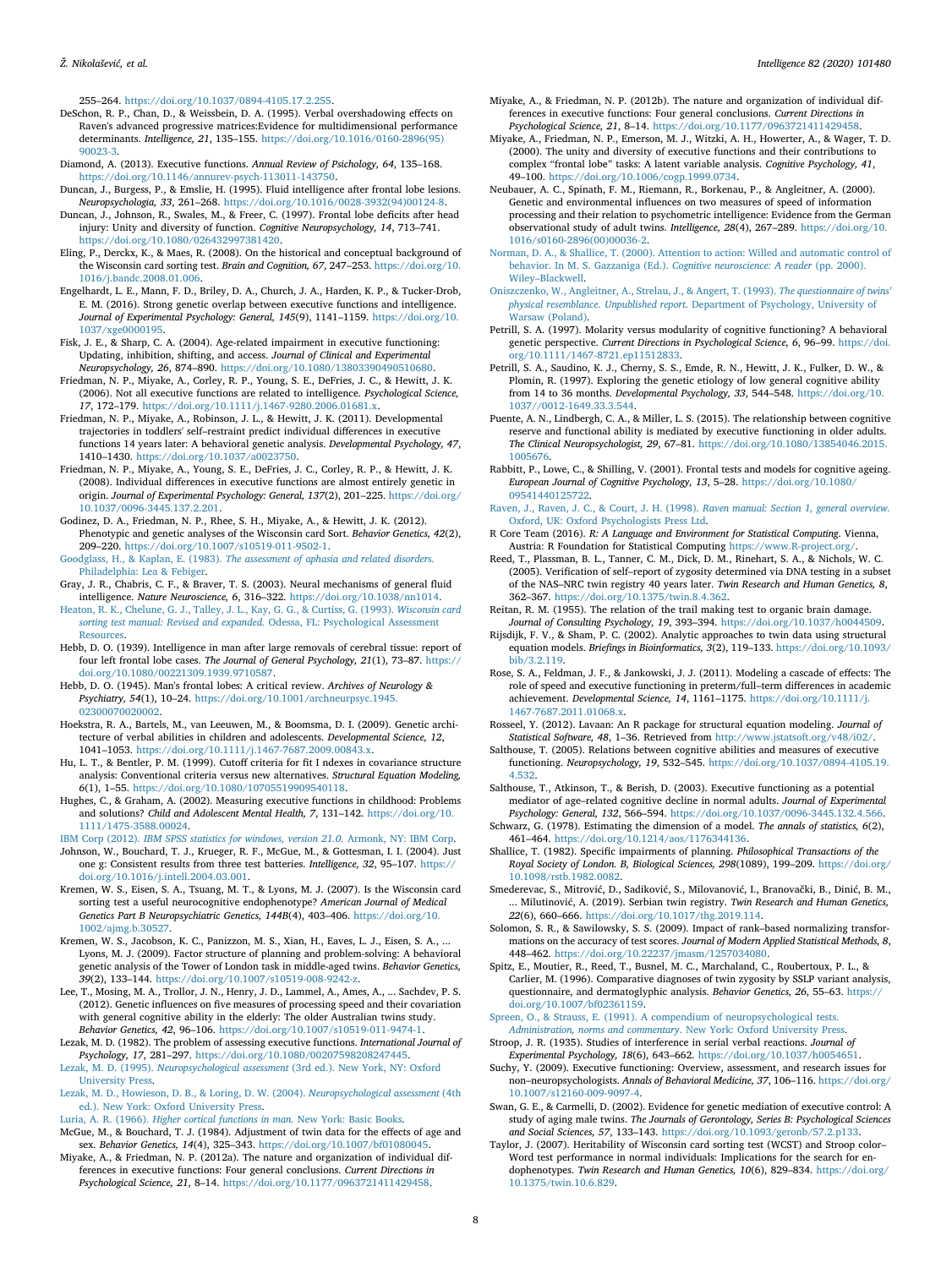255–264. https://doi.org/10.1037/0894-4105.17.2.255.

DeSchon, R. P., Chan, D., & Weissbein, D. A. (1995). Verbal overshadowing effects on Raven's advanced progressive matrices:Evidence for multidimensional performance determinants. *Intelligence, 21*, 135–155. https://doi.org/10.1016/0160-2896(95)90023-3.

Diamond, A. (2013). Executive functions. *Annual Review of Psichology, 64*, 135–168. https://doi.org/10.1146/annurev-psych-113011-143750.

Duncan, J., Burgess, P., & Emslie, H. (1995). Fluid intelligence after frontal lobe lesions. *Neuropsychologia, 33*, 261–268. https://doi.org/10.1016/0028-3932(94)00124-8.

Duncan, J., Johnson, R., Swales, M., & Freer, C. (1997). Frontal lobe deficits after head injury: Unity and diversity of function. *Cognitive Neuropsychology, 14*, 713–741. https://doi.org/10.1080/026432997381420.

Eling, P., Derckx, K., & Maes, R. (2008). On the historical and conceptual background of the Wisconsin card sorting test. *Brain and Cognition, 67*, 247–253. https://doi.org/10.1016/j.bandc.2008.01.006.

Engelhardt, L. E., Mann, F. D., Briley, D. A., Church, J. A., Harden, K. P., & Tucker-Drob, E. M. (2016). Strong genetic overlap between executive functions and intelligence. *Journal of Experimental Psychology: General, 145*(9), 1141–1159. https://doi.org/10.1037/xge0000195.

Fisk, J. E., & Sharp, C. A. (2004). Age-related impairment in executive functioning: Updating, inhibition, shifting, and access. *Journal of Clinical and Experimental Neuropsychology, 26*, 874–890. https://doi.org/10.1080/13803390490510680.

Friedman, N. P., Miyake, A., Corley, R. P., Young, S. E., DeFries, J. C., & Hewitt, J. K. (2006). Not all executive functions are related to intelligence. *Psychological Science, 17*, 172–179. https://doi.org/10.1111/j.1467-9280.2006.01681.x.

Friedman, N. P., Miyake, A., Robinson, J. L., & Hewitt, J. K. (2011). Developmental trajectories in toddlers' self–restraint predict individual differences in executive functions 14 years later: A behavioral genetic analysis. *Developmental Psychology, 47*, 1410–1430. https://doi.org/10.1037/a0023750.

Friedman, N. P., Miyake, A., Young, S. E., DeFries, J. C., Corley, R. P., & Hewitt, J. K. (2008). Individual differences in executive functions are almost entirely genetic in origin. *Journal of Experimental Psychology: General, 137*(2), 201–225. https://doi.org/10.1037/0096-3445.137.2.201.

Godinez, D. A., Friedman, N. P., Rhee, S. H., Miyake, A., & Hewitt, J. K. (2012). Phenotypic and genetic analyses of the Wisconsin card Sort. *Behavior Genetics, 42*(2), 209–220. https://doi.org/10.1007/s10519-011-9502-1.

Goodglass, H., & Kaplan, E. (1983). *The assessment of aphasia and related disorders.* Philadelphia: Lea & Febiger.

Gray, J. R., Chabris, C. F., & Braver, T. S. (2003). Neural mechanisms of general fluid intelligence. *Nature Neuroscience, 6*, 316–322. https://doi.org/10.1038/nn1014.

Heaton, R. K., Chelune, G. J., Talley, J. L., Kay, G. G., & Curtiss, G. (1993). *Wisconsin card sorting test manual: Revised and expanded.* Odessa, FL: Psychological Assessment Resources.

Hebb, D. O. (1939). Intelligence in man after large removals of cerebral tissue: report of four left frontal lobe cases. *The Journal of General Psychology, 21*(1), 73–87. https://doi.org/10.1080/00221309.1939.9710587.

Hebb, D. O. (1945). Man's frontal lobes: A critical review. *Archives of Neurology & Psychiatry, 54*(1), 10–24. https://doi.org/10.1001/archneurpsyc.1945.02300070020002.

Hoekstra, R. A., Bartels, M., van Leeuwen, M., & Boomsma, D. I. (2009). Genetic architecture of verbal abilities in children and adolescents. *Developmental Science, 12*, 1041–1053. https://doi.org/10.1111/j.1467-7687.2009.00843.x.

Hu, L. T., & Bentler, P. M. (1999). Cutoff criteria for fit I ndexes in covariance structure analysis: Conventional criteria versus new alternatives. *Structural Equation Modeling, 6*(1), 1–55. https://doi.org/10.1080/10705519909540118.

Hughes, C., & Graham, A. (2002). Measuring executive functions in childhood: Problems and solutions? *Child and Adolescent Mental Health, 7*, 131–142. https://doi.org/10.1111/1475-3588.00024.

IBM Corp (2012). *IBM SPSS statistics for windows, version 21.0.* Armonk, NY: IBM Corp.

Johnson, W., Bouchard, T. J., Krueger, R. F., McGue, M., & Gottesman, I. I. (2004). Just one g: Consistent results from three test batteries. *Intelligence, 32*, 95–107. https://doi.org/10.1016/j.intell.2004.03.001.

Kremen, W. S., Eisen, S. A., Tsuang, M. T., & Lyons, M. J. (2007). Is the Wisconsin card sorting test a useful neurocognitive endophenotype? *American Journal of Medical Genetics Part B Neuropsychiatric Genetics, 144B*(4), 403–406. https://doi.org/10.1002/ajmg.b.30527.

Kremen, W. S., Jacobson, K. C., Panizzon, M. S., Xian, H., Eaves, L. J., Eisen, S. A., ... Lyons, M. J. (2009). Factor structure of planning and problem-solving: A behavioral genetic analysis of the Tower of London task in middle-aged twins. *Behavior Genetics, 39*(2), 133–144. https://doi.org/10.1007/s10519-008-9242-z.

Lee, T., Mosing, M. A., Trollor, J. N., Henry, J. D., Lammel, A., Ames, A., ... Sachdev, P. S. (2012). Genetic influences on five measures of processing speed and their covariation with general cognitive ability in the elderly: The older Australian twins study. *Behavior Genetics, 42*, 96–106. https://doi.org/10.1007/s10519-011-9474-1.

Lezak, M. D. (1982). The problem of assessing executive functions. *International Journal of Psychology, 17*, 281–297. https://doi.org/10.1080/00207598208247445.

Lezak, M. D. (1995). *Neuropsychological assessment* (3rd ed.). New York, NY: Oxford University Press.

Lezak, M. D., Howieson, D. B., & Loring, D. W. (2004). *Neuropsychological assessment* (4th ed.). New York: Oxford University Press.

Luria, A. R. (1966). *Higher cortical functions in man.* New York: Basic Books.

McGue, M., & Bouchard, T. J. (1984). Adjustment of twin data for the effects of age and sex. *Behavior Genetics, 14*(4), 325–343. https://doi.org/10.1007/bf01080045.

Miyake, A., & Friedman, N. P. (2012a). The nature and organization of individual differences in executive functions: Four general conclusions. *Current Directions in Psychological Science, 21*, 8–14. https://doi.org/10.1177/0963721411429458.

Miyake, A., & Friedman, N. P. (2012b). The nature and organization of individual differences in executive functions: Four general conclusions. *Current Directions in Psychological Science, 21*, 8–14. https://doi.org/10.1177/0963721411429458.

Miyake, A., Friedman, N. P., Emerson, M. J., Witzki, A. H., Howerter, A., & Wager, T. D. (2000). The unity and diversity of executive functions and their contributions to complex "frontal lobe" tasks: A latent variable analysis. *Cognitive Psychology, 41*, 49–100. https://doi.org/10.1006/cogp.1999.0734.

Neubauer, A. C., Spinath, F. M., Riemann, R., Borkenau, P., & Angleitner, A. (2000). Genetic and environmental influences on two measures of speed of information processing and their relation to psychometric intelligence: Evidence from the German observational study of adult twins. *Intelligence, 28*(4), 267–289. https://doi.org/10.1016/s0160-2896(00)00036-2.

Norman, D. A., & Shallice, T. (2000). Attention to action: Willed and automatic control of behavior. In M. S. Gazzaniga (Ed.). *Cognitive neuroscience: A reader* (pp. 2000). Wiley–Blackwell.

Oniszczenko, W., Angleitner, A., Strelau, J., & Angert, T. (1993). *The questionnaire of twins' physical resemblance. Unpublished report.* Department of Psychology, University of Warsaw (Poland).

Petrill, S. A. (1997). Molarity versus modularity of cognitive functioning? A behavioral genetic perspective. *Current Directions in Psychological Science, 6*, 96–99. https://doi.org/10.1111/1467-8721.ep11512833.

Petrill, S. A., Saudino, K. J., Cherny, S. S., Emde, R. N., Hewitt, J. K., Fulker, D. W., & Plomin, R. (1997). Exploring the genetic etiology of low general cognitive ability from 14 to 36 months. *Developmental Psychology, 33*, 544–548. https://doi.org/10.1037//0012-1649.33.3.544.

Puente, A. N., Lindbergh, C. A., & Miller, L. S. (2015). The relationship between cognitive reserve and functional ability is mediated by executive functioning in older adults. *The Clinical Neuropsychologist, 29*, 67–81. https://doi.org/10.1080/13854046.2015.1005676.

Rabbitt, P., Lowe, C., & Shilling, V. (2001). Frontal tests and models for cognitive ageing. *European Journal of Cognitive Psychology, 13*, 5–28. https://doi.org/10.1080/09541440125722.

Raven, J., Raven, J. C., & Court, J. H. (1998). *Raven manual: Section 1, general overview.* Oxford, UK: Oxford Psychologists Press Ltd.

R Core Team (2016). *R: A Language and Environment for Statistical Computing*. Vienna, Austria: R Foundation for Statistical Computing https://www.R-project.org/.

Reed, T., Plassman, B. L., Tanner, C. M., Dick, D. M., Rinehart, S. A., & Nichols, W. C. (2005). Verification of self–report of zygosity determined via DNA testing in a subset of the NAS–NRC twin registry 40 years later. *Twin Research and Human Genetics, 8*, 362–367. https://doi.org/10.1375/twin.8.4.362.

Reitan, R. M. (1955). The relation of the trail making test to organic brain damage. *Journal of Consulting Psychology, 19*, 393–394. https://doi.org/10.1037/h0044509.

Rijsdijk, F. V., & Sham, P. C. (2002). Analytic approaches to twin data using structural equation models. *Briefings in Bioinformatics, 3*(2), 119–133. https://doi.org/10.1093/bib/3.2.119.

Rose, S. A., Feldman, J. F., & Jankowski, J. J. (2011). Modeling a cascade of effects: The role of speed and executive functioning in preterm/full–term differences in academic achievement. *Developmental Science, 14*, 1161–1175. https://doi.org/10.1111/j.1467-7687.2011.01068.x.

Rosseel, Y. (2012). Lavaan: An R package for structural equation modeling. *Journal of Statistical Software, 48*, 1–36. Retrieved from http://www.jstatsoft.org/v48/i02/.

Salthouse, T. (2005). Relations between cognitive abilities and measures of executive functioning. *Neuropsychology, 19*, 532–545. https://doi.org/10.1037/0894-4105.19.4.532.

Salthouse, T., Atkinson, T., & Berish, D. (2003). Executive functioning as a potential mediator of age–related cognitive decline in normal adults. *Journal of Experimental Psychology: General, 132*, 566–594. https://doi.org/10.1037/0096-3445.132.4.566.

Schwarz, G. (1978). Estimating the dimension of a model. *The annals of statistics, 6*(2), 461–464. https://doi.org/10.1214/aos/1176344136.

Shallice, T. (1982). Specific impairments of planning. *Philosophical Transactions of the Royal Society of London. B, Biological Sciences, 298*(1089), 199–209. https://doi.org/10.1098/rstb.1982.0082.

Smederevac, S., Mitrović, D., Sadiković, S., Milovanović, I., Branovački, B., Dinić, B. M., ... Milutinović, A. (2019). Serbian twin registry. *Twin Research and Human Genetics, 22*(6), 660–666. https://doi.org/10.1017/thg.2019.114.

Solomon, S. R., & Sawilowsky, S. S. (2009). Impact of rank–based normalizing transformations on the accuracy of test scores. *Journal of Modern Applied Statistical Methods, 8*, 448–462. https://doi.org/10.22237/jmasm/1257034080.

Spitz, E., Moutier, R., Reed, T., Busnel, M. C., Marchaland, C., Roubertoux, P. L., & Carlier, M. (1996). Comparative diagnoses of twin zygosity by SSLP variant analysis, questionnaire, and dermatoglyphic analysis. *Behavior Genetics, 26*, 55–63. https://doi.org/10.1007/bf02361159.

Spreen, O., & Strauss, E. (1991). *A compendium of neuropsychological tests. Administration, norms and commentary.* New York: Oxford University Press.

Stroop, J. R. (1935). Studies of interference in serial verbal reactions. *Journal of Experimental Psychology, 18*(6), 643–662. https://doi.org/10.1037/h0054651.

Suchy, Y. (2009). Executive functioning: Overview, assessment, and research issues for non–neuropsychologists. *Annals of Behavioral Medicine, 37*, 106–116. https://doi.org/10.1007/s12160-009-9097-4.

Swan, G. E., & Carmelli, D. (2002). Evidence for genetic mediation of executive control: A study of aging male twins. *The Journals of Gerontology, Series B: Psychological Sciences and Social Sciences, 57*, 133–143. https://doi.org/10.1093/geronb/57.2.p133.

Taylor, J. (2007). Heritability of Wisconsin card sorting test (WCST) and Stroop color–Word test performance in normal individuals: Implications for the search for endophenotypes. *Twin Research and Human Genetics, 10*(6), 829–834. https://doi.org/10.1375/twin.10.6.829.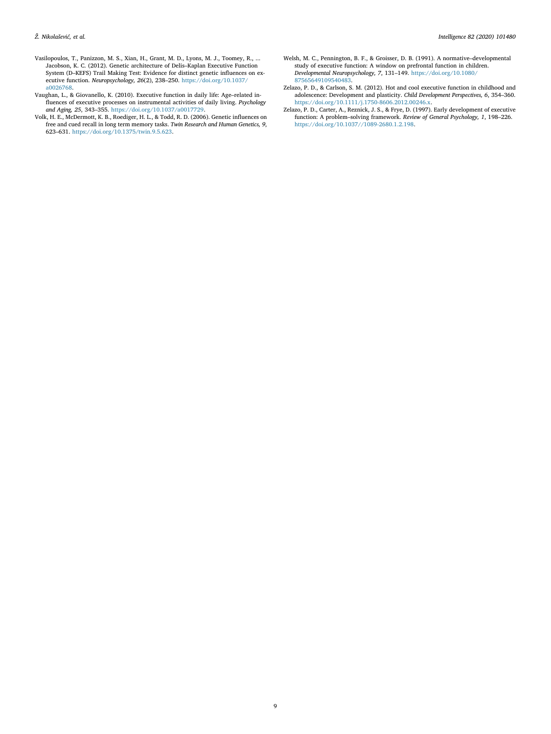Vasilopoulos, T., Panizzon, M. S., Xian, H., Grant, M. D., Lyons, M. J., Toomey, R., ... Jacobson, K. C. (2012). Genetic architecture of Delis–Kaplan Executive Function System (D–KEFS) Trail Making Test: Evidence for distinct genetic influences on executive function. *Neuropsychology, 26*(2), 238–250. https://doi.org/10.1037/a0026768.

Vaughan, L., & Giovanello, K. (2010). Executive function in daily life: Age–related influences of executive processes on instrumental activities of daily living. *Psychology and Aging, 25*, 343–355. https://doi.org/10.1037/a0017729.

Volk, H. E., McDermott, K. B., Roediger, H. L., & Todd, R. D. (2006). Genetic influences on free and cued recall in long term memory tasks. *Twin Research and Human Genetics, 9*, 623–631. https://doi.org/10.1375/twin.9.5.623.

Welsh, M. C., Pennington, B. F., & Groisser, D. B. (1991). A normative–developmental study of executive function: A window on prefrontal function in children. *Developmental Neuropsychology, 7*, 131–149. https://doi.org/10.1080/87565649109540483.

Zelazo, P. D., & Carlson, S. M. (2012). Hot and cool executive function in childhood and adolescence: Development and plasticity. *Child Development Perspectives, 6*, 354–360. https://doi.org/10.1111/j.1750-8606.2012.00246.x.

Zelazo, P. D., Carter, A., Reznick, J. S., & Frye, D. (1997). Early development of executive function: A problem–solving framework. *Review of General Psychology, 1*, 198–226. https://doi.org/10.1037//1089-2680.1.2.198.